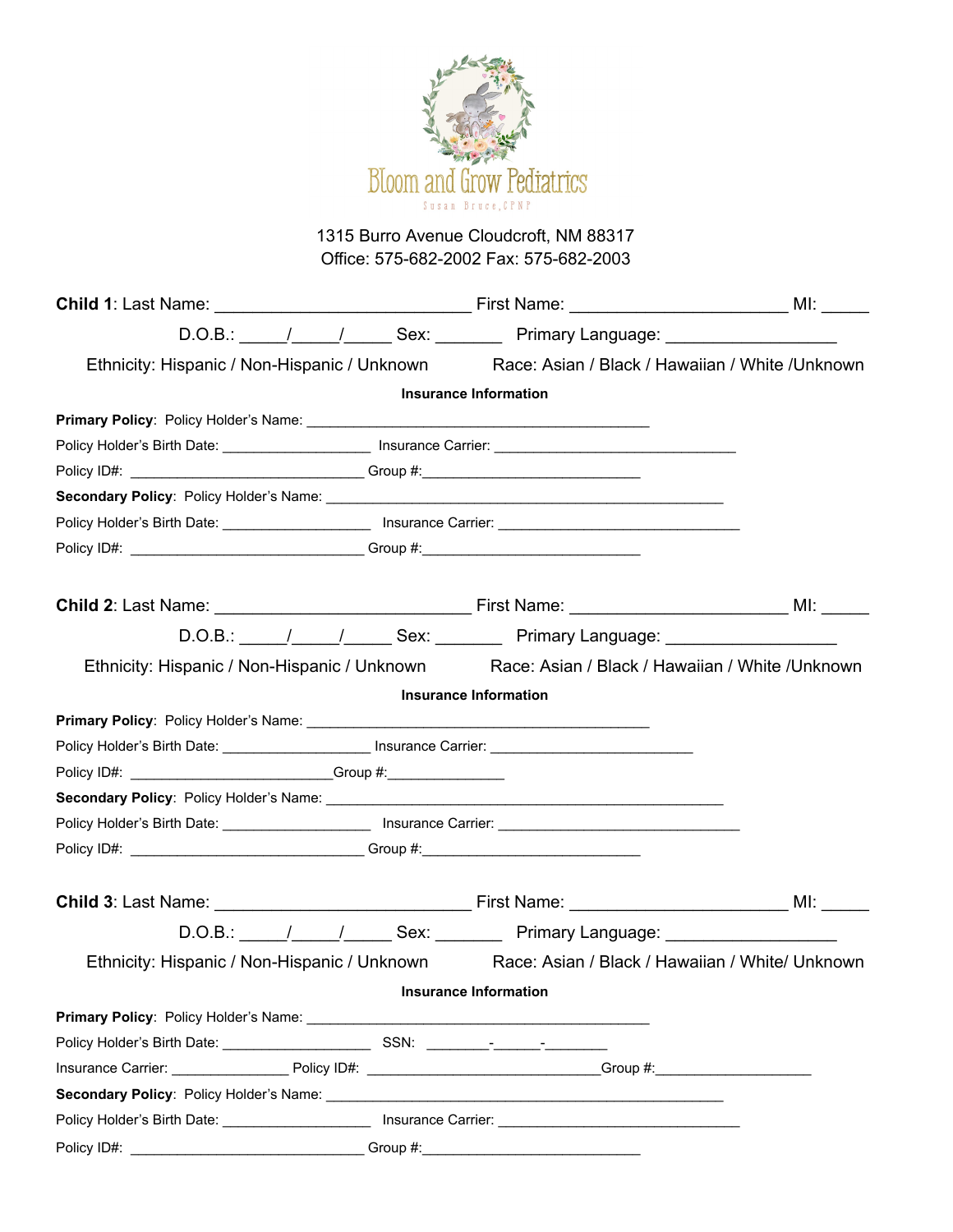# Bloom and Grow Pediatrics

Susan Bruce, CPNP

1315 Burro Avenue Cloudcroft, NM 88317
Office: 575-682-2002 Fax: 575-682-2003

**Child 1**: Last Name: ___________________________ First Name: _______________________ MI: _____

D.O.B.: _____/_____/_____ Sex: _______ Primary Language: __________________

Ethnicity: Hispanic / Non-Hispanic / Unknown    Race: Asian / Black / Hawaiian / White /Unknown

**Insurance Information**

**Primary Policy**: Policy Holder's Name: ____________________________________________

Policy Holder's Birth Date: ___________________ Insurance Carrier: _______________________________

Policy ID#: ______________________________ Group #:____________________________

**Secondary Policy**: Policy Holder's Name: ____________________________________________________

Policy Holder's Birth Date: ___________________ Insurance Carrier: _______________________________

Policy ID#: ______________________________ Group #:____________________________

**Child 2**: Last Name: ___________________________ First Name: _______________________ MI: _____

D.O.B.: _____/_____/_____ Sex: _______ Primary Language: __________________

Ethnicity: Hispanic / Non-Hispanic / Unknown    Race: Asian / Black / Hawaiian / White /Unknown

**Insurance Information**

**Primary Policy**: Policy Holder's Name: ____________________________________________

Policy Holder's Birth Date: ___________________ Insurance Carrier: __________________________

Policy ID#: __________________________Group #:_______________

**Secondary Policy**: Policy Holder's Name: ____________________________________________________

Policy Holder's Birth Date: ___________________ Insurance Carrier: _______________________________

Policy ID#: ______________________________ Group #:____________________________

**Child 3**: Last Name: ___________________________ First Name: _______________________ MI: _____

D.O.B.: _____/_____/_____ Sex: _______ Primary Language: __________________

Ethnicity: Hispanic / Non-Hispanic / Unknown    Race: Asian / Black / Hawaiian / White/ Unknown

**Insurance Information**

**Primary Policy**: Policy Holder's Name: ____________________________________________

Policy Holder's Birth Date: ___________________ SSN: ________-______-________

Insurance Carrier: _______________ Policy ID#: ______________________________Group #:____________________

**Secondary Policy**: Policy Holder's Name: ____________________________________________________

Policy Holder's Birth Date: ___________________ Insurance Carrier: _______________________________

Policy ID#: ______________________________ Group #:____________________________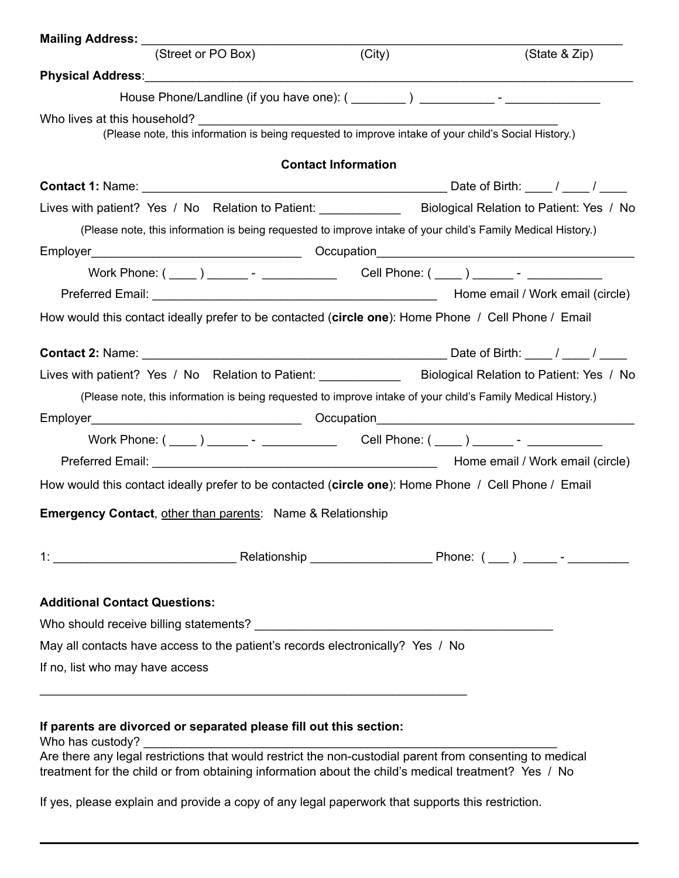**Mailing Address:** ___________________________________________________________________________
(Street or PO Box) (City) (State & Zip)

**Physical Address**:_____________________________________________________________________________

House Phone/Landline (if you have one): ( ________ ) ___________ - ______________

Who lives at this household? _______________________________________________________
(Please note, this information is being requested to improve intake of your child's Social History.)

**Contact Information**

**Contact 1:** Name: _______________________________________________ Date of Birth: ____ / ____ / ____

Lives with patient? Yes / No Relation to Patient: ____________ Biological Relation to Patient: Yes / No

(Please note, this information is being requested to improve intake of your child's Family Medical History.)

Employer______________________________ Occupation_____________________________________

Work Phone: ( ____ ) ______ - ___________ Cell Phone: ( ____ ) ______ - ___________

Preferred Email: ____________________________________________ Home email / Work email (circle)

How would this contact ideally prefer to be contacted (**circle one**): Home Phone / Cell Phone / Email

**Contact 2:** Name: _______________________________________________ Date of Birth: ____ / ____ / ____

Lives with patient? Yes / No Relation to Patient: ____________ Biological Relation to Patient: Yes / No

(Please note, this information is being requested to improve intake of your child's Family Medical History.)

Employer______________________________ Occupation_____________________________________

Work Phone: ( ____ ) ______ - ___________ Cell Phone: ( ____ ) ______ - ___________

Preferred Email: ____________________________________________ Home email / Work email (circle)

How would this contact ideally prefer to be contacted (**circle one**): Home Phone / Cell Phone / Email

**Emergency Contact**, other than parents: Name & Relationship

1: ___________________________ Relationship _________________ Phone: ( ___ ) _____ - _________

**Additional Contact Questions:**

Who should receive billing statements? ____________________________________________

May all contacts have access to the patient's records electronically? Yes / No

If no, list who may have access

_________________________________________________________________

**If parents are divorced or separated please fill out this section:**

Who has custody? _______________________________________________________________

Are there any legal restrictions that would restrict the non-custodial parent from consenting to medical treatment for the child or from obtaining information about the child's medical treatment? Yes / No

If yes, please explain and provide a copy of any legal paperwork that supports this restriction.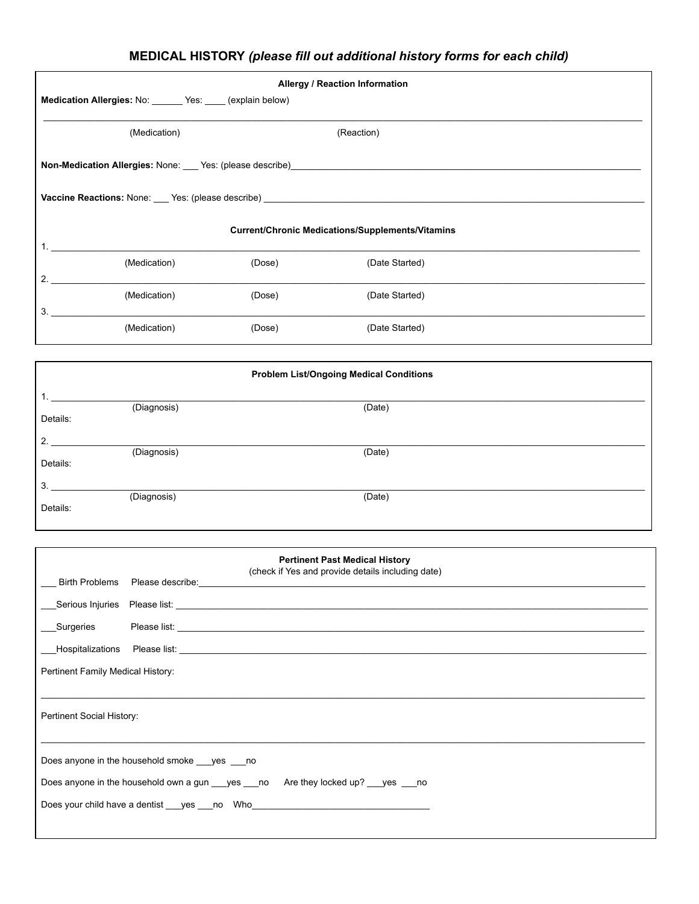## MEDICAL HISTORY *(please fill out additional history forms for each child)*

### Allergy / Reaction Information

**Medication Allergies:** No: ______ Yes: ____ (explain below)

______________________________________________________________________________

(Medication) (Reaction)

**Non-Medication Allergies:** None: ___ Yes: (please describe)______________________________________________

**Vaccine Reactions:** None: ___ Yes: (please describe) ______________________________________________

### Current/Chronic Medications/Supplements/Vitamins

1. ______________________________________________________________________________
   (Medication) (Dose) (Date Started)
2. ______________________________________________________________________________
   (Medication) (Dose) (Date Started)
3. ______________________________________________________________________________
   (Medication) (Dose) (Date Started)

### Problem List/Ongoing Medical Conditions

1. ______________________________________________________________________________
   (Diagnosis) (Date)
   Details:
2. ______________________________________________________________________________
   (Diagnosis) (Date)
   Details:
3. ______________________________________________________________________________
   (Diagnosis) (Date)
   Details:

### Pertinent Past Medical History

(check if Yes and provide details including date)

___ Birth Problems Please describe:______________________________________________

___Serious Injuries Please list: ______________________________________________

___Surgeries Please list: ______________________________________________

___Hospitalizations Please list: ______________________________________________

Pertinent Family Medical History:

______________________________________________________________________________

Pertinent Social History:

______________________________________________________________________________

Does anyone in the household smoke ___yes ___no

Does anyone in the household own a gun ___yes ___no Are they locked up? ___yes ___no

Does your child have a dentist ___yes ___no Who___________________________________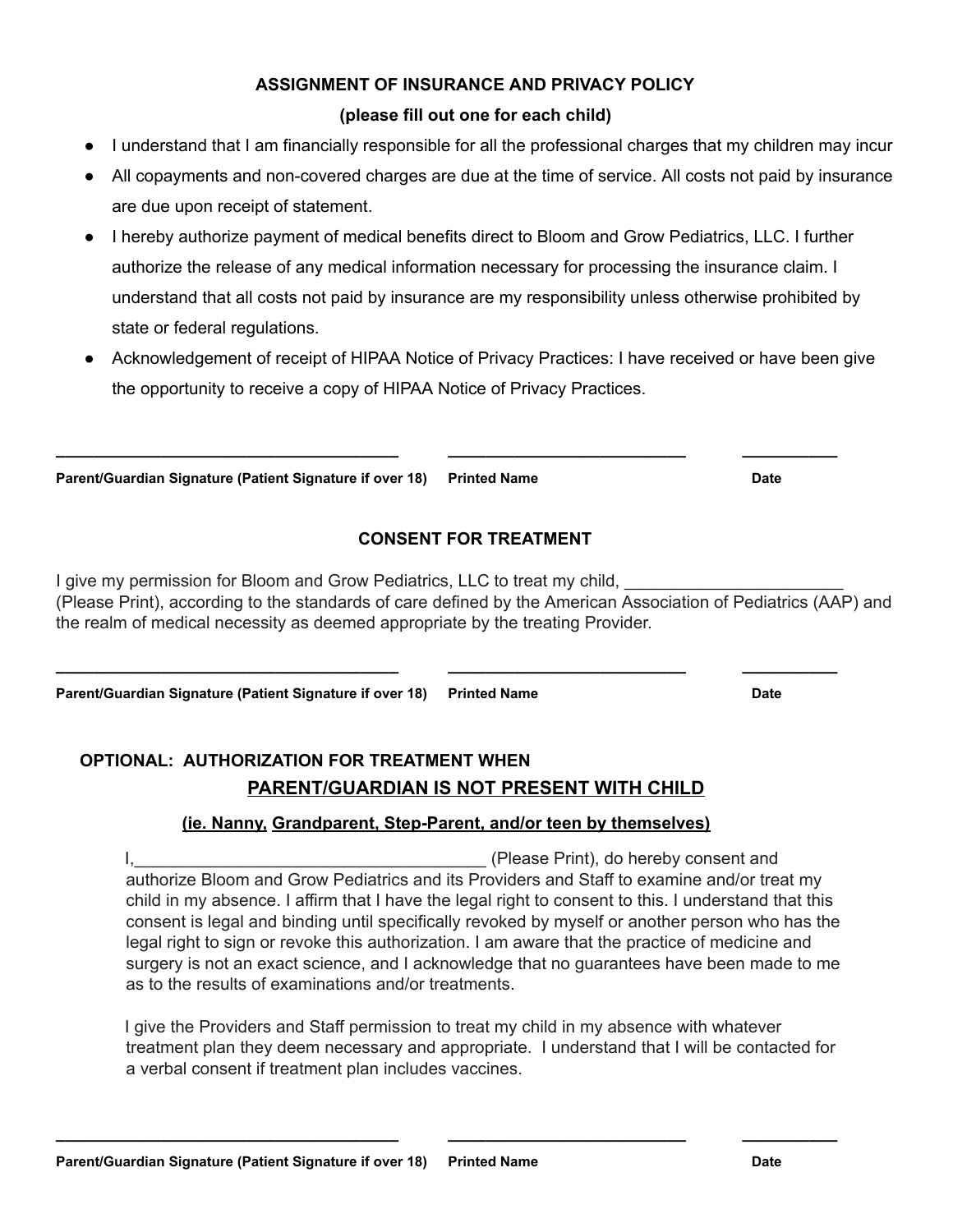**ASSIGNMENT OF INSURANCE AND PRIVACY POLICY**

**(please fill out one for each child)**

- I understand that I am financially responsible for all the professional charges that my children may incur
- All copayments and non-covered charges are due at the time of service. All costs not paid by insurance are due upon receipt of statement.
- I hereby authorize payment of medical benefits direct to Bloom and Grow Pediatrics, LLC. I further authorize the release of any medical information necessary for processing the insurance claim. I understand that all costs not paid by insurance are my responsibility unless otherwise prohibited by state or federal regulations.
- Acknowledgement of receipt of HIPAA Notice of Privacy Practices: I have received or have been give the opportunity to receive a copy of HIPAA Notice of Privacy Practices.

______________________________________ ___________________________ __________

**Parent/Guardian Signature (Patient Signature if over 18)** **Printed Name** **Date**

**CONSENT FOR TREATMENT**

I give my permission for Bloom and Grow Pediatrics, LLC to treat my child, ________________________ (Please Print), according to the standards of care defined by the American Association of Pediatrics (AAP) and the realm of medical necessity as deemed appropriate by the treating Provider.

______________________________________ ___________________________ __________

**Parent/Guardian Signature (Patient Signature if over 18)** **Printed Name** **Date**

**OPTIONAL: AUTHORIZATION FOR TREATMENT WHEN**

**PARENT/GUARDIAN IS NOT PRESENT WITH CHILD**

**(ie. Nanny, Grandparent, Step-Parent, and/or teen by themselves)**

I,______________________________________ (Please Print), do hereby consent and authorize Bloom and Grow Pediatrics and its Providers and Staff to examine and/or treat my child in my absence. I affirm that I have the legal right to consent to this. I understand that this consent is legal and binding until specifically revoked by myself or another person who has the legal right to sign or revoke this authorization. I am aware that the practice of medicine and surgery is not an exact science, and I acknowledge that no guarantees have been made to me as to the results of examinations and/or treatments.

I give the Providers and Staff permission to treat my child in my absence with whatever treatment plan they deem necessary and appropriate. I understand that I will be contacted for a verbal consent if treatment plan includes vaccines.

______________________________________ ___________________________ __________

**Parent/Guardian Signature (Patient Signature if over 18)** **Printed Name** **Date**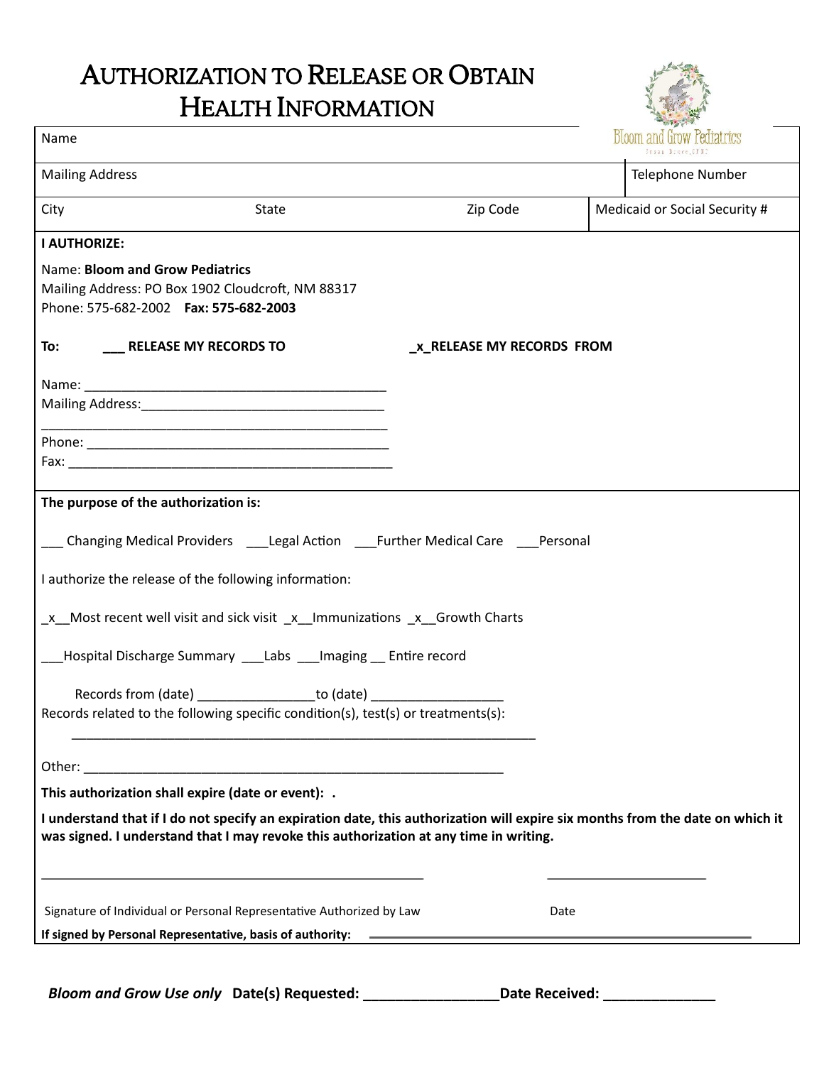# Authorization to Release or Obtain Health Information

Bloom and Grow Pediatrics

| | | | |
|---|---|---|---|
| Name | | | |
| Mailing Address | | | Telephone Number |
| City | State | Zip Code | Medicaid or Social Security # |

**I AUTHORIZE:**

Name: **Bloom and Grow Pediatrics**
Mailing Address: PO Box 1902 Cloudcroft, NM 88317
Phone: 575-682-2002 **Fax: 575-682-2003**

**To: ___ RELEASE MY RECORDS TO _x_RELEASE MY RECORDS FROM**

Name: ___________________________________________
Mailing Address:__________________________________
__________________________________________________
Phone: ___________________________________________
Fax: _____________________________________________

**The purpose of the authorization is:**

___ Changing Medical Providers ___Legal Action ___Further Medical Care ___Personal

I authorize the release of the following information:

_x__Most recent well visit and sick visit _x__Immunizations _x__Growth Charts

___Hospital Discharge Summary ___Labs ___Imaging __ Entire record

Records from (date) ________________to (date) __________________
Records related to the following specific condition(s), test(s) or treatments(s):

__________________________________________________________________

Other: ____________________________________________________________

**This authorization shall expire (date or event): .**

**I understand that if I do not specify an expiration date, this authorization will expire six months from the date on which it was signed. I understand that I may revoke this authorization at any time in writing.**

______________________________________________________ ______________________

Signature of Individual or Personal Representative Authorized by Law Date

**If signed by Personal Representative, basis of authority:** ______________________________________________________

***Bloom and Grow Use only*** **Date(s) Requested: _________________Date Received: ______________**